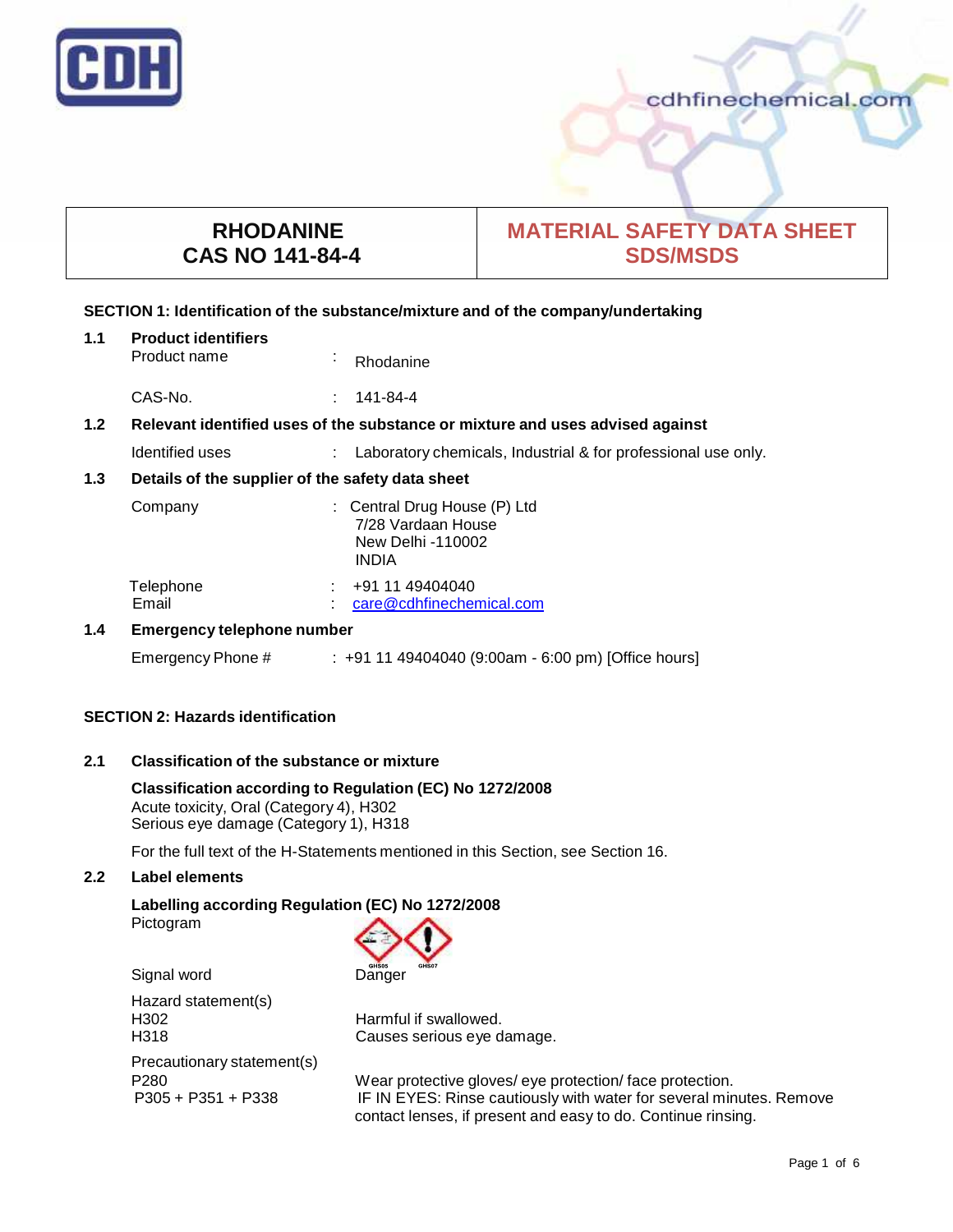| RHODANINE<br>CAS NO 141-84-4 | MATERIAL SAFETY DATA SHEET<br>SDS/MSDS |
|---|---|

## SECTION 1: Identification of the substance/mixture and of the company/undertaking

### 1.1 Product identifiers

Product name : Rhodanine

CAS-No. : 141-84-4

### 1.2 Relevant identified uses of the substance or mixture and uses advised against

Identified uses : Laboratory chemicals, Industrial & for professional use only.

### 1.3 Details of the supplier of the safety data sheet

Company : Central Drug House (P) Ltd
7/28 Vardaan House
New Delhi -110002
INDIA

Telephone : +91 11 49404040
Email : care@cdhfinechemical.com

### 1.4 Emergency telephone number

Emergency Phone # : +91 11 49404040 (9:00am - 6:00 pm) [Office hours]

## SECTION 2: Hazards identification

### 2.1 Classification of the substance or mixture

**Classification according to Regulation (EC) No 1272/2008**
Acute toxicity, Oral (Category 4), H302
Serious eye damage (Category 1), H318

For the full text of the H-Statements mentioned in this Section, see Section 16.

### 2.2 Label elements

**Labelling according Regulation (EC) No 1272/2008**

Pictogram GHS05 GHS07

Signal word Danger

Hazard statement(s)
H302 Harmful if swallowed.
H318 Causes serious eye damage.

Precautionary statement(s)
P280 Wear protective gloves/ eye protection/ face protection.
P305 + P351 + P338 IF IN EYES: Rinse cautiously with water for several minutes. Remove contact lenses, if present and easy to do. Continue rinsing.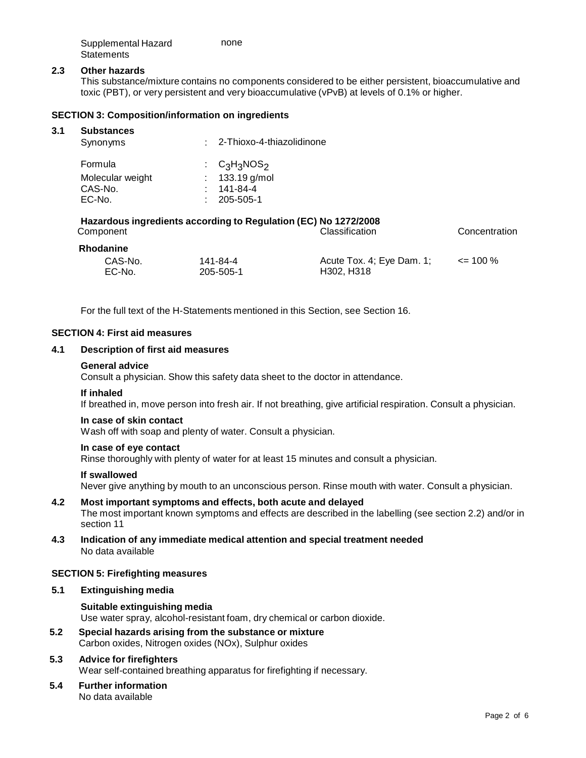Supplemental Hazard Statements none

### 2.3 Other hazards

This substance/mixture contains no components considered to be either persistent, bioaccumulative and toxic (PBT), or very persistent and very bioaccumulative (vPvB) at levels of 0.1% or higher.

## SECTION 3: Composition/information on ingredients

### 3.1 Substances

| | | |
|---|---|---|
| Synonyms | : | 2-Thioxo-4-thiazolidinone |
| Formula | : | $C_3H_3NOS_2$ |
| Molecular weight | : | 133.19 g/mol |
| CAS-No. | : | 141-84-4 |
| EC-No. | : | 205-505-1 |

**Hazardous ingredients according to Regulation (EC) No 1272/2008**

| Component | | Classification | Concentration |
|---|---|---|---|
| **Rhodanine** | | | |
| CAS-No. EC-No. | 141-84-4 205-505-1 | Acute Tox. 4; Eye Dam. 1; H302, H318 | <= 100 % |

For the full text of the H-Statements mentioned in this Section, see Section 16.

## SECTION 4: First aid measures

### 4.1 Description of first aid measures

**General advice**

Consult a physician. Show this safety data sheet to the doctor in attendance.

**If inhaled**

If breathed in, move person into fresh air. If not breathing, give artificial respiration. Consult a physician.

**In case of skin contact**

Wash off with soap and plenty of water. Consult a physician.

**In case of eye contact**

Rinse thoroughly with plenty of water for at least 15 minutes and consult a physician.

**If swallowed**

Never give anything by mouth to an unconscious person. Rinse mouth with water. Consult a physician.

### 4.2 Most important symptoms and effects, both acute and delayed

The most important known symptoms and effects are described in the labelling (see section 2.2) and/or in section 11

### 4.3 Indication of any immediate medical attention and special treatment needed

No data available

## SECTION 5: Firefighting measures

### 5.1 Extinguishing media

**Suitable extinguishing media**

Use water spray, alcohol-resistant foam, dry chemical or carbon dioxide.

### 5.2 Special hazards arising from the substance or mixture

Carbon oxides, Nitrogen oxides (NOx), Sulphur oxides

### 5.3 Advice for firefighters

Wear self-contained breathing apparatus for firefighting if necessary.

### 5.4 Further information

No data available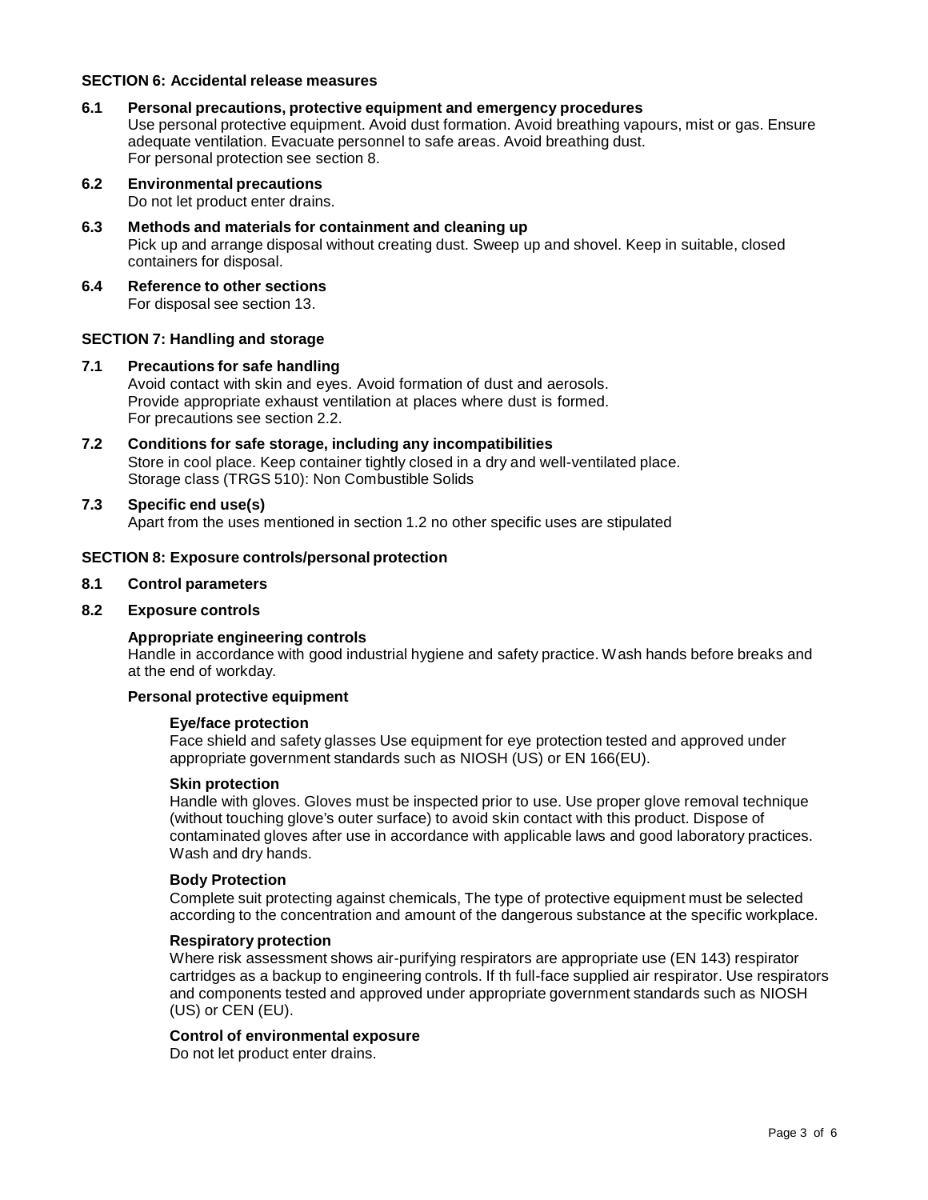## SECTION 6: Accidental release measures

### 6.1 Personal precautions, protective equipment and emergency procedures

Use personal protective equipment. Avoid dust formation. Avoid breathing vapours, mist or gas. Ensure adequate ventilation. Evacuate personnel to safe areas. Avoid breathing dust.
For personal protection see section 8.

### 6.2 Environmental precautions

Do not let product enter drains.

### 6.3 Methods and materials for containment and cleaning up

Pick up and arrange disposal without creating dust. Sweep up and shovel. Keep in suitable, closed containers for disposal.

### 6.4 Reference to other sections

For disposal see section 13.

## SECTION 7: Handling and storage

### 7.1 Precautions for safe handling

Avoid contact with skin and eyes. Avoid formation of dust and aerosols.
Provide appropriate exhaust ventilation at places where dust is formed.
For precautions see section 2.2.

### 7.2 Conditions for safe storage, including any incompatibilities

Store in cool place. Keep container tightly closed in a dry and well-ventilated place.
Storage class (TRGS 510): Non Combustible Solids

### 7.3 Specific end use(s)

Apart from the uses mentioned in section 1.2 no other specific uses are stipulated

## SECTION 8: Exposure controls/personal protection

### 8.1 Control parameters

### 8.2 Exposure controls

**Appropriate engineering controls**

Handle in accordance with good industrial hygiene and safety practice. Wash hands before breaks and at the end of workday.

**Personal protective equipment**

**Eye/face protection**

Face shield and safety glasses Use equipment for eye protection tested and approved under appropriate government standards such as NIOSH (US) or EN 166(EU).

**Skin protection**

Handle with gloves. Gloves must be inspected prior to use. Use proper glove removal technique (without touching glove's outer surface) to avoid skin contact with this product. Dispose of contaminated gloves after use in accordance with applicable laws and good laboratory practices. Wash and dry hands.

**Body Protection**

Complete suit protecting against chemicals, The type of protective equipment must be selected according to the concentration and amount of the dangerous substance at the specific workplace.

**Respiratory protection**

Where risk assessment shows air-purifying respirators are appropriate use (EN 143) respirator cartridges as a backup to engineering controls. If th full-face supplied air respirator. Use respirators and components tested and approved under appropriate government standards such as NIOSH (US) or CEN (EU).

**Control of environmental exposure**

Do not let product enter drains.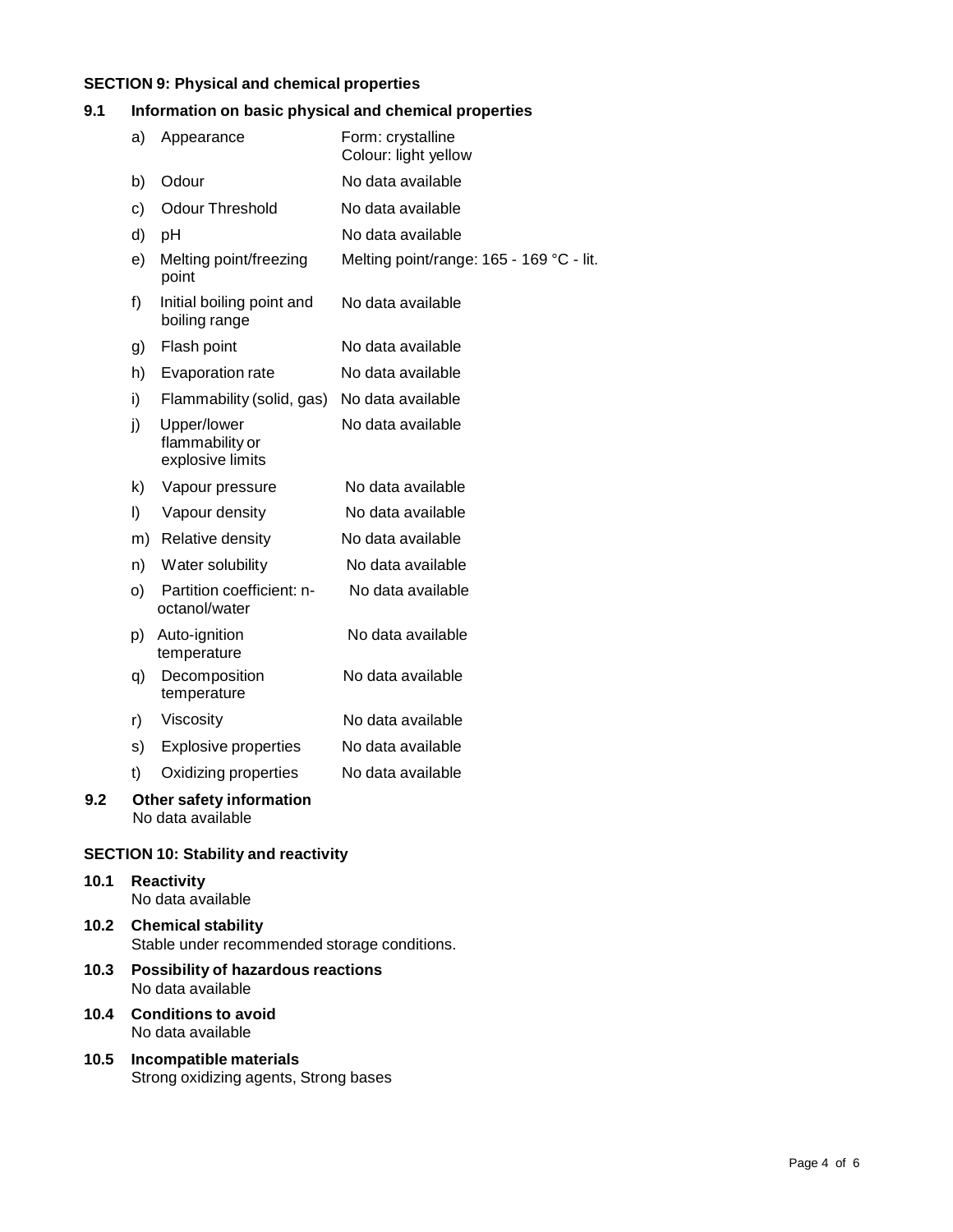## SECTION 9: Physical and chemical properties

### 9.1 Information on basic physical and chemical properties

| | | |
|---|---|---|
| a) | Appearance | Form: crystalline<br>Colour: light yellow |
| b) | Odour | No data available |
| c) | Odour Threshold | No data available |
| d) | pH | No data available |
| e) | Melting point/freezing point | Melting point/range: 165 - 169 °C - lit. |
| f) | Initial boiling point and boiling range | No data available |
| g) | Flash point | No data available |
| h) | Evaporation rate | No data available |
| i) | Flammability (solid, gas) | No data available |
| j) | Upper/lower flammability or explosive limits | No data available |
| k) | Vapour pressure | No data available |
| l) | Vapour density | No data available |
| m) | Relative density | No data available |
| n) | Water solubility | No data available |
| o) | Partition coefficient: n-octanol/water | No data available |
| p) | Auto-ignition temperature | No data available |
| q) | Decomposition temperature | No data available |
| r) | Viscosity | No data available |
| s) | Explosive properties | No data available |
| t) | Oxidizing properties | No data available |

### 9.2 Other safety information

No data available

## SECTION 10: Stability and reactivity

### 10.1 Reactivity

No data available

### 10.2 Chemical stability

Stable under recommended storage conditions.

### 10.3 Possibility of hazardous reactions

No data available

### 10.4 Conditions to avoid

No data available

### 10.5 Incompatible materials

Strong oxidizing agents, Strong bases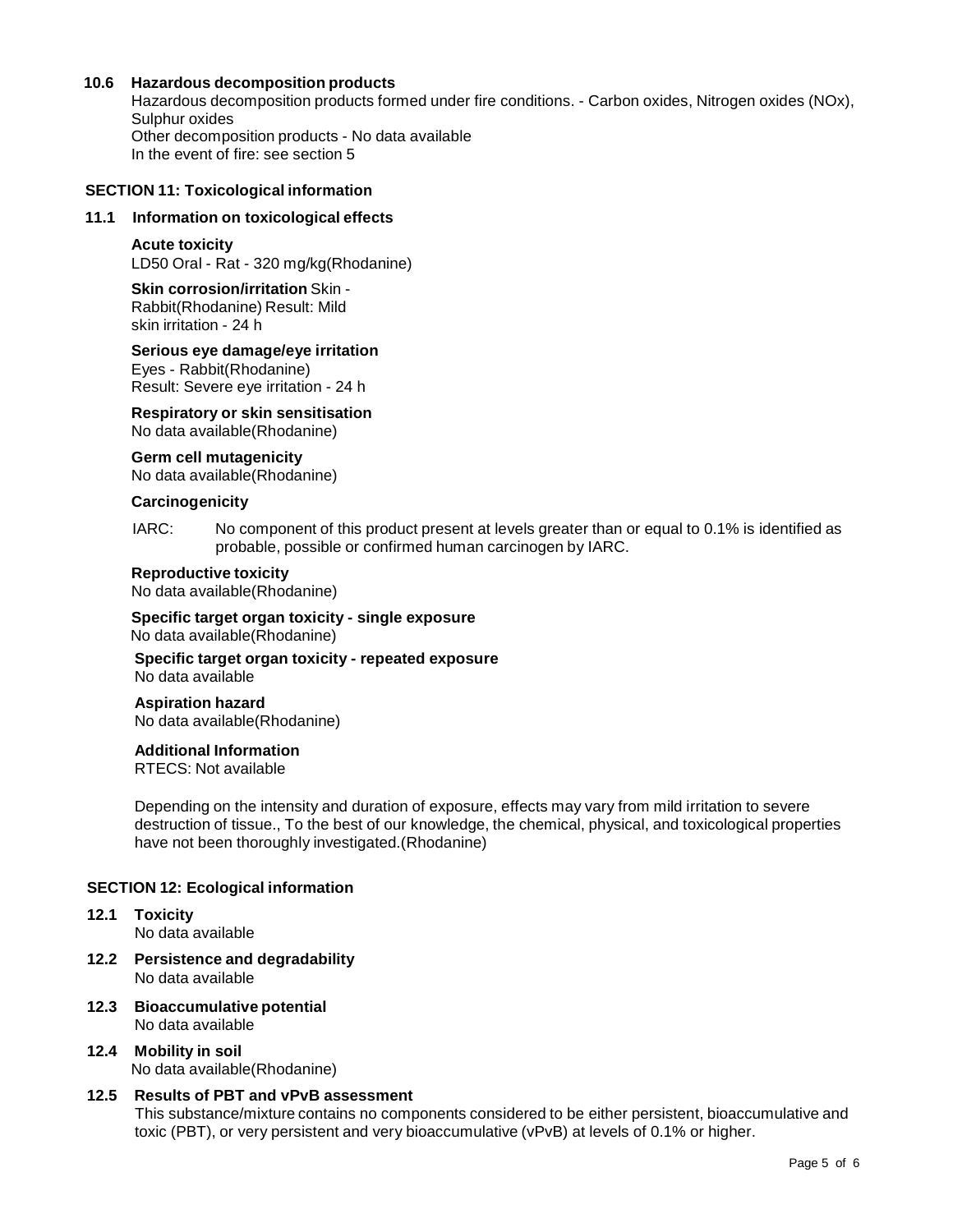### 10.6 Hazardous decomposition products

Hazardous decomposition products formed under fire conditions. - Carbon oxides, Nitrogen oxides (NOx), Sulphur oxides

Other decomposition products - No data available

In the event of fire: see section 5

## SECTION 11: Toxicological information

### 11.1 Information on toxicological effects

**Acute toxicity**

LD50 Oral - Rat - 320 mg/kg(Rhodanine)

**Skin corrosion/irritation** Skin - Rabbit(Rhodanine) Result: Mild skin irritation - 24 h

**Serious eye damage/eye irritation**

Eyes - Rabbit(Rhodanine)

Result: Severe eye irritation - 24 h

**Respiratory or skin sensitisation**

No data available(Rhodanine)

**Germ cell mutagenicity**

No data available(Rhodanine)

**Carcinogenicity**

IARC: No component of this product present at levels greater than or equal to 0.1% is identified as probable, possible or confirmed human carcinogen by IARC.

**Reproductive toxicity**

No data available(Rhodanine)

**Specific target organ toxicity - single exposure**

No data available(Rhodanine)

**Specific target organ toxicity - repeated exposure**

No data available

**Aspiration hazard**

No data available(Rhodanine)

**Additional Information**

RTECS: Not available

Depending on the intensity and duration of exposure, effects may vary from mild irritation to severe destruction of tissue., To the best of our knowledge, the chemical, physical, and toxicological properties have not been thoroughly investigated.(Rhodanine)

## SECTION 12: Ecological information

### 12.1 Toxicity

No data available

### 12.2 Persistence and degradability

No data available

### 12.3 Bioaccumulative potential

No data available

### 12.4 Mobility in soil

No data available(Rhodanine)

### 12.5 Results of PBT and vPvB assessment

This substance/mixture contains no components considered to be either persistent, bioaccumulative and toxic (PBT), or very persistent and very bioaccumulative (vPvB) at levels of 0.1% or higher.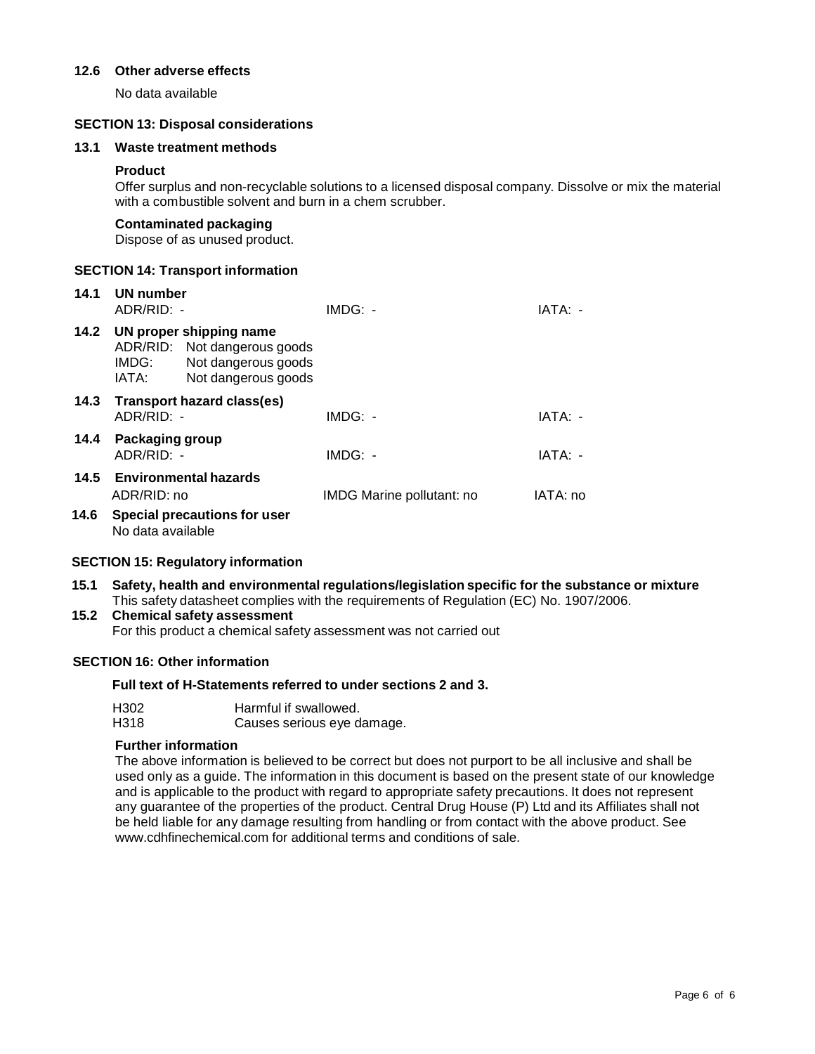### 12.6 Other adverse effects

No data available

## SECTION 13: Disposal considerations

### 13.1 Waste treatment methods

**Product**

Offer surplus and non-recyclable solutions to a licensed disposal company. Dissolve or mix the material with a combustible solvent and burn in a chem scrubber.

**Contaminated packaging**

Dispose of as unused product.

## SECTION 14: Transport information

### 14.1 UN number

| | | |
|---|---|---|
| ADR/RID: - | IMDG: - | IATA: - |

### 14.2 UN proper shipping name

| | |
|---|---|
| ADR/RID: | Not dangerous goods |
| IMDG: | Not dangerous goods |
| IATA: | Not dangerous goods |

### 14.3 Transport hazard class(es)

| | | |
|---|---|---|
| ADR/RID: - | IMDG: - | IATA: - |

### 14.4 Packaging group

| | | |
|---|---|---|
| ADR/RID: - | IMDG: - | IATA: - |

### 14.5 Environmental hazards

| | | |
|---|---|---|
| ADR/RID: no | IMDG Marine pollutant: no | IATA: no |

### 14.6 Special precautions for user

No data available

## SECTION 15: Regulatory information

### 15.1 Safety, health and environmental regulations/legislation specific for the substance or mixture

This safety datasheet complies with the requirements of Regulation (EC) No. 1907/2006.

### 15.2 Chemical safety assessment

For this product a chemical safety assessment was not carried out

## SECTION 16: Other information

**Full text of H-Statements referred to under sections 2 and 3.**

| | |
|---|---|
| H302 | Harmful if swallowed. |
| H318 | Causes serious eye damage. |

**Further information**

The above information is believed to be correct but does not purport to be all inclusive and shall be used only as a guide. The information in this document is based on the present state of our knowledge and is applicable to the product with regard to appropriate safety precautions. It does not represent any guarantee of the properties of the product. Central Drug House (P) Ltd and its Affiliates shall not be held liable for any damage resulting from handling or from contact with the above product. See www.cdhfinechemical.com for additional terms and conditions of sale.